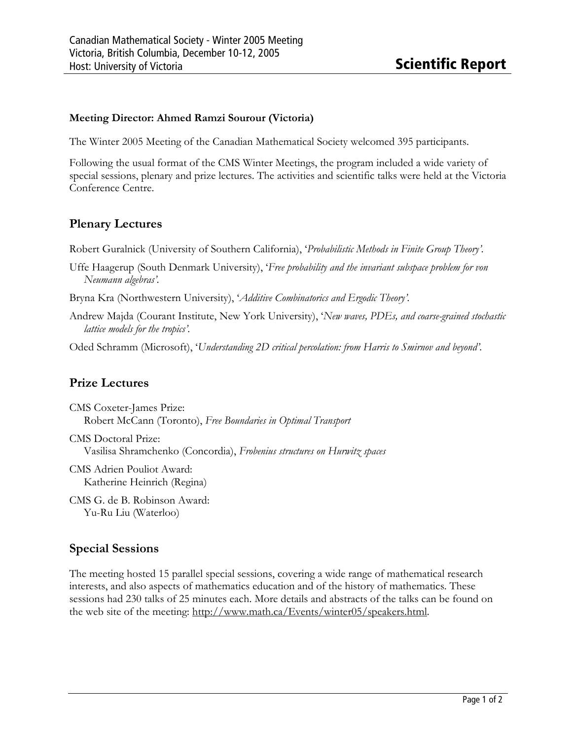Canadian Mathematical Society - Winter 2005 Meeting
Victoria, British Columbia, December 10-12, 2005
Host: University of Victoria

# Scientific Report

**Meeting Director: Ahmed Ramzi Sourour (Victoria)**

The Winter 2005 Meeting of the Canadian Mathematical Society welcomed 395 participants.

Following the usual format of the CMS Winter Meetings, the program included a wide variety of special sessions, plenary and prize lectures. The activities and scientific talks were held at the Victoria Conference Centre.

## Plenary Lectures

Robert Guralnick (University of Southern California), '*Probabilistic Methods in Finite Group Theory*'.

Uffe Haagerup (South Denmark University), '*Free probability and the invariant subspace problem for von Neumann algebras*'.

Bryna Kra (Northwestern University), '*Additive Combinatorics and Ergodic Theory*'.

Andrew Majda (Courant Institute, New York University), '*New waves, PDEs, and coarse-grained stochastic lattice models for the tropics*'.

Oded Schramm (Microsoft), '*Understanding 2D critical percolation: from Harris to Smirnov and beyond*'.

## Prize Lectures

CMS Coxeter-James Prize:
Robert McCann (Toronto), *Free Boundaries in Optimal Transport*

CMS Doctoral Prize:
Vasilisa Shramchenko (Concordia), *Frobenius structures on Hurwitz spaces*

CMS Adrien Pouliot Award:
Katherine Heinrich (Regina)

CMS G. de B. Robinson Award:
Yu-Ru Liu (Waterloo)

## Special Sessions

The meeting hosted 15 parallel special sessions, covering a wide range of mathematical research interests, and also aspects of mathematics education and of the history of mathematics. These sessions had 230 talks of 25 minutes each. More details and abstracts of the talks can be found on the web site of the meeting: http://www.math.ca/Events/winter05/speakers.html.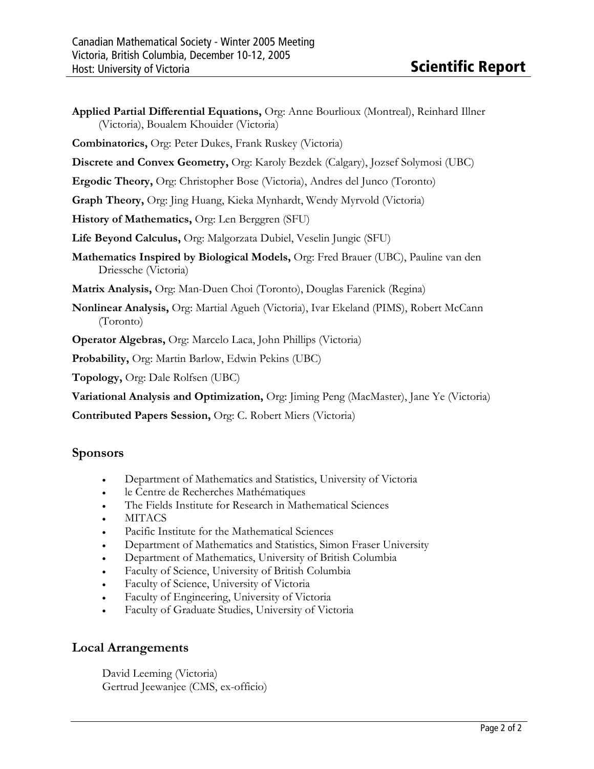**Applied Partial Differential Equations,** Org: Anne Bourlioux (Montreal), Reinhard Illner (Victoria), Boualem Khouider (Victoria)

**Combinatorics,** Org: Peter Dukes, Frank Ruskey (Victoria)

**Discrete and Convex Geometry,** Org: Karoly Bezdek (Calgary), Jozsef Solymosi (UBC)

**Ergodic Theory,** Org: Christopher Bose (Victoria), Andres del Junco (Toronto)

**Graph Theory,** Org: Jing Huang, Kieka Mynhardt, Wendy Myrvold (Victoria)

**History of Mathematics,** Org: Len Berggren (SFU)

**Life Beyond Calculus,** Org: Malgorzata Dubiel, Veselin Jungic (SFU)

**Mathematics Inspired by Biological Models,** Org: Fred Brauer (UBC), Pauline van den Driessche (Victoria)

**Matrix Analysis,** Org: Man-Duen Choi (Toronto), Douglas Farenick (Regina)

**Nonlinear Analysis,** Org: Martial Agueh (Victoria), Ivar Ekeland (PIMS), Robert McCann (Toronto)

**Operator Algebras,** Org: Marcelo Laca, John Phillips (Victoria)

**Probability,** Org: Martin Barlow, Edwin Pekins (UBC)

**Topology,** Org: Dale Rolfsen (UBC)

**Variational Analysis and Optimization,** Org: Jiming Peng (MacMaster), Jane Ye (Victoria)

**Contributed Papers Session,** Org: C. Robert Miers (Victoria)

## Sponsors

- Department of Mathematics and Statistics, University of Victoria
- le Centre de Recherches Mathématiques
- The Fields Institute for Research in Mathematical Sciences
- MITACS
- Pacific Institute for the Mathematical Sciences
- Department of Mathematics and Statistics, Simon Fraser University
- Department of Mathematics, University of British Columbia
- Faculty of Science, University of British Columbia
- Faculty of Science, University of Victoria
- Faculty of Engineering, University of Victoria
- Faculty of Graduate Studies, University of Victoria

## Local Arrangements

David Leeming (Victoria)
Gertrud Jeewanjee (CMS, ex-officio)